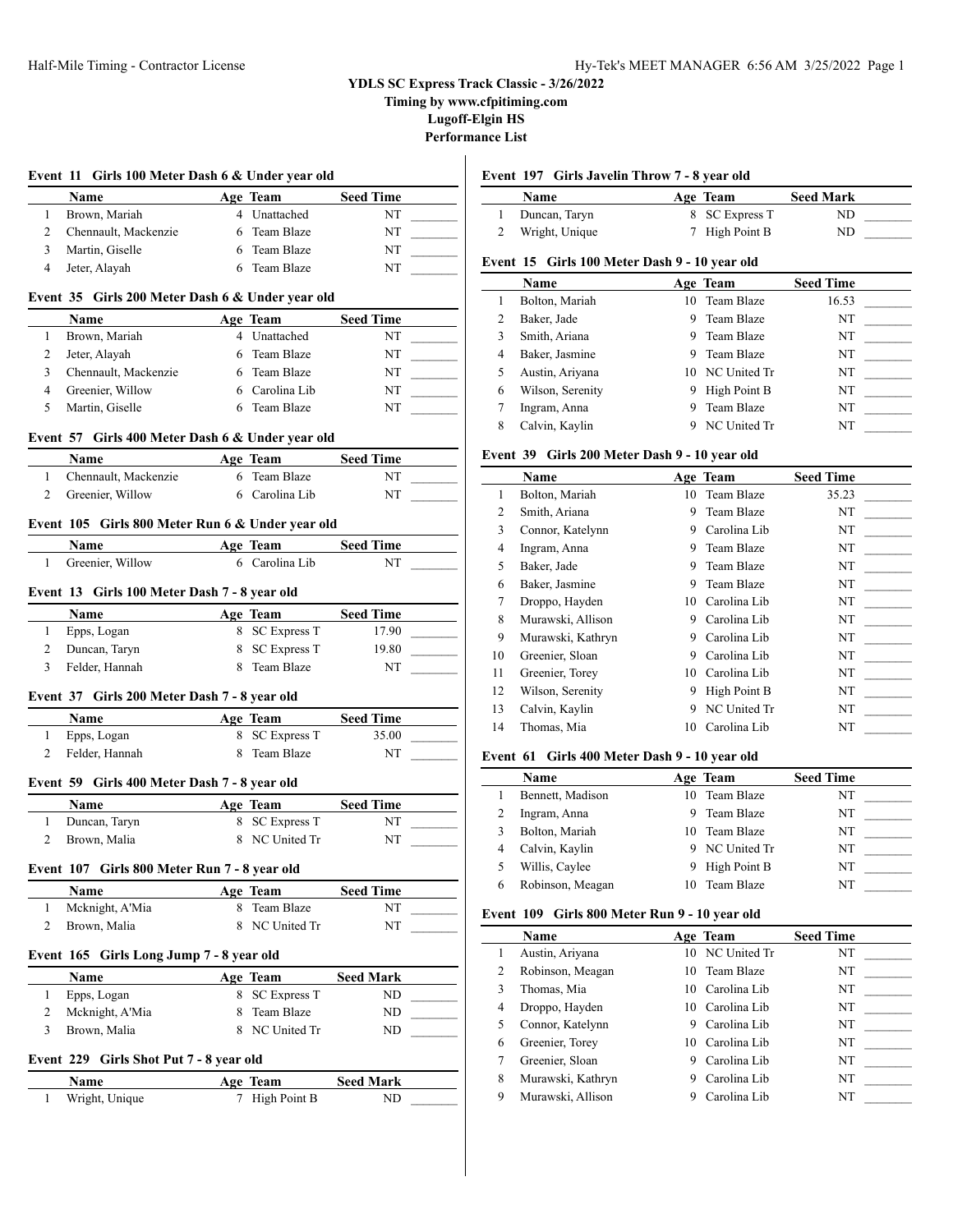# YDLS SC Express Track Classic - 3/26/2022

**Timing by www.cfpitiming.com**

**Lugoff-Elgin HS**

**Performance List**

### Event 11 Girls 100 Meter Dash 6 & Under year old

| | Name | Age | Team | Seed Time | |
|---|---|---|---|---|---|
| 1 | Brown, Mariah | 4 | Unattached | NT | _______ |
| 2 | Chennault, Mackenzie | 6 | Team Blaze | NT | _______ |
| 3 | Martin, Giselle | 6 | Team Blaze | NT | _______ |
| 4 | Jeter, Alayah | 6 | Team Blaze | NT | _______ |

### Event 35 Girls 200 Meter Dash 6 & Under year old

| | Name | Age | Team | Seed Time | |
|---|---|---|---|---|---|
| 1 | Brown, Mariah | 4 | Unattached | NT | _______ |
| 2 | Jeter, Alayah | 6 | Team Blaze | NT | _______ |
| 3 | Chennault, Mackenzie | 6 | Team Blaze | NT | _______ |
| 4 | Greenier, Willow | 6 | Carolina Lib | NT | _______ |
| 5 | Martin, Giselle | 6 | Team Blaze | NT | _______ |

### Event 57 Girls 400 Meter Dash 6 & Under year old

| | Name | Age | Team | Seed Time | |
|---|---|---|---|---|---|
| 1 | Chennault, Mackenzie | 6 | Team Blaze | NT | _______ |
| 2 | Greenier, Willow | 6 | Carolina Lib | NT | _______ |

### Event 105 Girls 800 Meter Run 6 & Under year old

| | Name | Age | Team | Seed Time | |
|---|---|---|---|---|---|
| 1 | Greenier, Willow | 6 | Carolina Lib | NT | _______ |

### Event 13 Girls 100 Meter Dash 7 - 8 year old

| | Name | Age | Team | Seed Time | |
|---|---|---|---|---|---|
| 1 | Epps, Logan | 8 | SC Express T | 17.90 | _______ |
| 2 | Duncan, Taryn | 8 | SC Express T | 19.80 | _______ |
| 3 | Felder, Hannah | 8 | Team Blaze | NT | _______ |

### Event 37 Girls 200 Meter Dash 7 - 8 year old

| | Name | Age | Team | Seed Time | |
|---|---|---|---|---|---|
| 1 | Epps, Logan | 8 | SC Express T | 35.00 | _______ |
| 2 | Felder, Hannah | 8 | Team Blaze | NT | _______ |

### Event 59 Girls 400 Meter Dash 7 - 8 year old

| | Name | Age | Team | Seed Time | |
|---|---|---|---|---|---|
| 1 | Duncan, Taryn | 8 | SC Express T | NT | _______ |
| 2 | Brown, Malia | 8 | NC United Tr | NT | _______ |

### Event 107 Girls 800 Meter Run 7 - 8 year old

| | Name | Age | Team | Seed Time | |
|---|---|---|---|---|---|
| 1 | Mcknight, A'Mia | 8 | Team Blaze | NT | _______ |
| 2 | Brown, Malia | 8 | NC United Tr | NT | _______ |

### Event 165 Girls Long Jump 7 - 8 year old

| | Name | Age | Team | Seed Mark | |
|---|---|---|---|---|---|
| 1 | Epps, Logan | 8 | SC Express T | ND | _______ |
| 2 | Mcknight, A'Mia | 8 | Team Blaze | ND | _______ |
| 3 | Brown, Malia | 8 | NC United Tr | ND | _______ |

### Event 229 Girls Shot Put 7 - 8 year old

| | Name | Age | Team | Seed Mark | |
|---|---|---|---|---|---|
| 1 | Wright, Unique | 7 | High Point B | ND | _______ |

### Event 197 Girls Javelin Throw 7 - 8 year old

| | Name | Age | Team | Seed Mark | |
|---|---|---|---|---|---|
| 1 | Duncan, Taryn | 8 | SC Express T | ND | _______ |
| 2 | Wright, Unique | 7 | High Point B | ND | _______ |

### Event 15 Girls 100 Meter Dash 9 - 10 year old

| | Name | Age | Team | Seed Time | |
|---|---|---|---|---|---|
| 1 | Bolton, Mariah | 10 | Team Blaze | 16.53 | _______ |
| 2 | Baker, Jade | 9 | Team Blaze | NT | _______ |
| 3 | Smith, Ariana | 9 | Team Blaze | NT | _______ |
| 4 | Baker, Jasmine | 9 | Team Blaze | NT | _______ |
| 5 | Austin, Ariyana | 10 | NC United Tr | NT | _______ |
| 6 | Wilson, Serenity | 9 | High Point B | NT | _______ |
| 7 | Ingram, Anna | 9 | Team Blaze | NT | _______ |
| 8 | Calvin, Kaylin | 9 | NC United Tr | NT | _______ |

### Event 39 Girls 200 Meter Dash 9 - 10 year old

| | Name | Age | Team | Seed Time | |
|---|---|---|---|---|---|
| 1 | Bolton, Mariah | 10 | Team Blaze | 35.23 | _______ |
| 2 | Smith, Ariana | 9 | Team Blaze | NT | _______ |
| 3 | Connor, Katelynn | 9 | Carolina Lib | NT | _______ |
| 4 | Ingram, Anna | 9 | Team Blaze | NT | _______ |
| 5 | Baker, Jade | 9 | Team Blaze | NT | _______ |
| 6 | Baker, Jasmine | 9 | Team Blaze | NT | _______ |
| 7 | Droppo, Hayden | 10 | Carolina Lib | NT | _______ |
| 8 | Murawski, Allison | 9 | Carolina Lib | NT | _______ |
| 9 | Murawski, Kathryn | 9 | Carolina Lib | NT | _______ |
| 10 | Greenier, Sloan | 9 | Carolina Lib | NT | _______ |
| 11 | Greenier, Torey | 10 | Carolina Lib | NT | _______ |
| 12 | Wilson, Serenity | 9 | High Point B | NT | _______ |
| 13 | Calvin, Kaylin | 9 | NC United Tr | NT | _______ |
| 14 | Thomas, Mia | 10 | Carolina Lib | NT | _______ |

### Event 61 Girls 400 Meter Dash 9 - 10 year old

| | Name | Age | Team | Seed Time | |
|---|---|---|---|---|---|
| 1 | Bennett, Madison | 10 | Team Blaze | NT | _______ |
| 2 | Ingram, Anna | 9 | Team Blaze | NT | _______ |
| 3 | Bolton, Mariah | 10 | Team Blaze | NT | _______ |
| 4 | Calvin, Kaylin | 9 | NC United Tr | NT | _______ |
| 5 | Willis, Caylee | 9 | High Point B | NT | _______ |
| 6 | Robinson, Meagan | 10 | Team Blaze | NT | _______ |

### Event 109 Girls 800 Meter Run 9 - 10 year old

| | Name | Age | Team | Seed Time | |
|---|---|---|---|---|---|
| 1 | Austin, Ariyana | 10 | NC United Tr | NT | _______ |
| 2 | Robinson, Meagan | 10 | Team Blaze | NT | _______ |
| 3 | Thomas, Mia | 10 | Carolina Lib | NT | _______ |
| 4 | Droppo, Hayden | 10 | Carolina Lib | NT | _______ |
| 5 | Connor, Katelynn | 9 | Carolina Lib | NT | _______ |
| 6 | Greenier, Torey | 10 | Carolina Lib | NT | _______ |
| 7 | Greenier, Sloan | 9 | Carolina Lib | NT | _______ |
| 8 | Murawski, Kathryn | 9 | Carolina Lib | NT | _______ |
| 9 | Murawski, Allison | 9 | Carolina Lib | NT | _______ |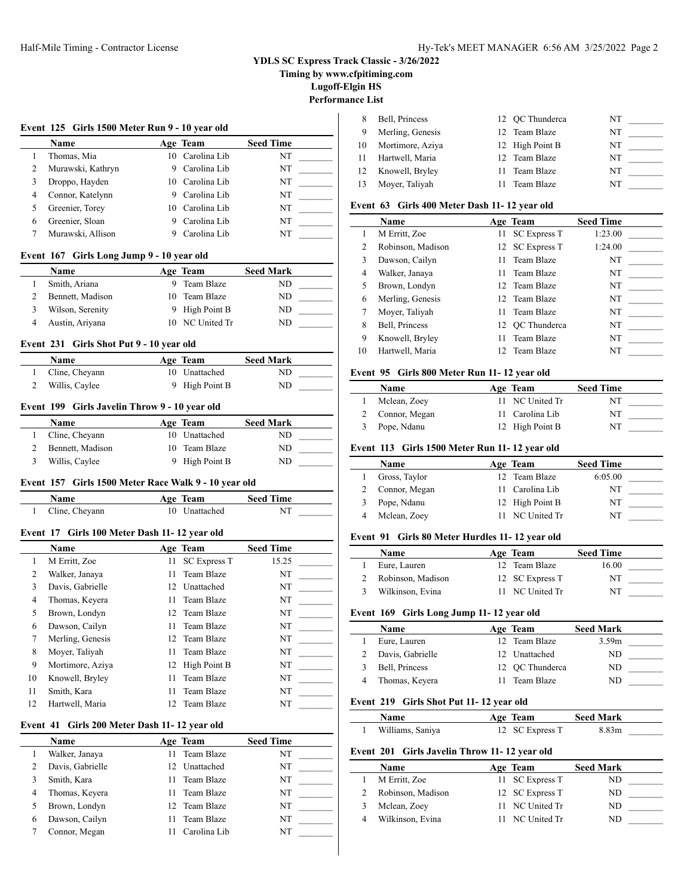**YDLS SC Express Track Classic - 3/26/2022**
**Timing by www.cfpitiming.com**
**Lugoff-Elgin HS**
**Performance List**

### Event 125 Girls 1500 Meter Run 9 - 10 year old

| | Name | Age | Team | Seed Time | |
|---|---|---|---|---|---|
| 1 | Thomas, Mia | 10 | Carolina Lib | NT | _______ |
| 2 | Murawski, Kathryn | 9 | Carolina Lib | NT | _______ |
| 3 | Droppo, Hayden | 10 | Carolina Lib | NT | _______ |
| 4 | Connor, Katelynn | 9 | Carolina Lib | NT | _______ |
| 5 | Greenier, Torey | 10 | Carolina Lib | NT | _______ |
| 6 | Greenier, Sloan | 9 | Carolina Lib | NT | _______ |
| 7 | Murawski, Allison | 9 | Carolina Lib | NT | _______ |

### Event 167 Girls Long Jump 9 - 10 year old

| | Name | Age | Team | Seed Mark | |
|---|---|---|---|---|---|
| 1 | Smith, Ariana | 9 | Team Blaze | ND | _______ |
| 2 | Bennett, Madison | 10 | Team Blaze | ND | _______ |
| 3 | Wilson, Serenity | 9 | High Point B | ND | _______ |
| 4 | Austin, Ariyana | 10 | NC United Tr | ND | _______ |

### Event 231 Girls Shot Put 9 - 10 year old

| | Name | Age | Team | Seed Mark | |
|---|---|---|---|---|---|
| 1 | Cline, Cheyann | 10 | Unattached | ND | _______ |
| 2 | Willis, Caylee | 9 | High Point B | ND | _______ |

### Event 199 Girls Javelin Throw 9 - 10 year old

| | Name | Age | Team | Seed Mark | |
|---|---|---|---|---|---|
| 1 | Cline, Cheyann | 10 | Unattached | ND | _______ |
| 2 | Bennett, Madison | 10 | Team Blaze | ND | _______ |
| 3 | Willis, Caylee | 9 | High Point B | ND | _______ |

### Event 157 Girls 1500 Meter Race Walk 9 - 10 year old

| | Name | Age | Team | Seed Time | |
|---|---|---|---|---|---|
| 1 | Cline, Cheyann | 10 | Unattached | NT | _______ |

### Event 17 Girls 100 Meter Dash 11- 12 year old

| | Name | Age | Team | Seed Time | |
|---|---|---|---|---|---|
| 1 | M Erritt, Zoe | 11 | SC Express T | 15.25 | _______ |
| 2 | Walker, Janaya | 11 | Team Blaze | NT | _______ |
| 3 | Davis, Gabrielle | 12 | Unattached | NT | _______ |
| 4 | Thomas, Keyera | 11 | Team Blaze | NT | _______ |
| 5 | Brown, Londyn | 12 | Team Blaze | NT | _______ |
| 6 | Dawson, Cailyn | 11 | Team Blaze | NT | _______ |
| 7 | Merling, Genesis | 12 | Team Blaze | NT | _______ |
| 8 | Moyer, Taliyah | 11 | Team Blaze | NT | _______ |
| 9 | Mortimore, Aziya | 12 | High Point B | NT | _______ |
| 10 | Knowell, Bryley | 11 | Team Blaze | NT | _______ |
| 11 | Smith, Kara | 11 | Team Blaze | NT | _______ |
| 12 | Hartwell, Maria | 12 | Team Blaze | NT | _______ |

### Event 41 Girls 200 Meter Dash 11- 12 year old

| | Name | Age | Team | Seed Time | |
|---|---|---|---|---|---|
| 1 | Walker, Janaya | 11 | Team Blaze | NT | _______ |
| 2 | Davis, Gabrielle | 12 | Unattached | NT | _______ |
| 3 | Smith, Kara | 11 | Team Blaze | NT | _______ |
| 4 | Thomas, Keyera | 11 | Team Blaze | NT | _______ |
| 5 | Brown, Londyn | 12 | Team Blaze | NT | _______ |
| 6 | Dawson, Cailyn | 11 | Team Blaze | NT | _______ |
| 7 | Connor, Megan | 11 | Carolina Lib | NT | _______ |
| 8 | Bell, Princess | 12 | QC Thunderca | NT | _______ |
| 9 | Merling, Genesis | 12 | Team Blaze | NT | _______ |
| 10 | Mortimore, Aziya | 12 | High Point B | NT | _______ |
| 11 | Hartwell, Maria | 12 | Team Blaze | NT | _______ |
| 12 | Knowell, Bryley | 11 | Team Blaze | NT | _______ |
| 13 | Moyer, Taliyah | 11 | Team Blaze | NT | _______ |

### Event 63 Girls 400 Meter Dash 11- 12 year old

| | Name | Age | Team | Seed Time | |
|---|---|---|---|---|---|
| 1 | M Erritt, Zoe | 11 | SC Express T | 1:23.00 | _______ |
| 2 | Robinson, Madison | 12 | SC Express T | 1:24.00 | _______ |
| 3 | Dawson, Cailyn | 11 | Team Blaze | NT | _______ |
| 4 | Walker, Janaya | 11 | Team Blaze | NT | _______ |
| 5 | Brown, Londyn | 12 | Team Blaze | NT | _______ |
| 6 | Merling, Genesis | 12 | Team Blaze | NT | _______ |
| 7 | Moyer, Taliyah | 11 | Team Blaze | NT | _______ |
| 8 | Bell, Princess | 12 | QC Thunderca | NT | _______ |
| 9 | Knowell, Bryley | 11 | Team Blaze | NT | _______ |
| 10 | Hartwell, Maria | 12 | Team Blaze | NT | _______ |

### Event 95 Girls 800 Meter Run 11- 12 year old

| | Name | Age | Team | Seed Time | |
|---|---|---|---|---|---|
| 1 | Mclean, Zoey | 11 | NC United Tr | NT | _______ |
| 2 | Connor, Megan | 11 | Carolina Lib | NT | _______ |
| 3 | Pope, Ndanu | 12 | High Point B | NT | _______ |

### Event 113 Girls 1500 Meter Run 11- 12 year old

| | Name | Age | Team | Seed Time | |
|---|---|---|---|---|---|
| 1 | Gross, Taylor | 12 | Team Blaze | 6:05.00 | _______ |
| 2 | Connor, Megan | 11 | Carolina Lib | NT | _______ |
| 3 | Pope, Ndanu | 12 | High Point B | NT | _______ |
| 4 | Mclean, Zoey | 11 | NC United Tr | NT | _______ |

### Event 91 Girls 80 Meter Hurdles 11- 12 year old

| | Name | Age | Team | Seed Time | |
|---|---|---|---|---|---|
| 1 | Eure, Lauren | 12 | Team Blaze | 16.00 | _______ |
| 2 | Robinson, Madison | 12 | SC Express T | NT | _______ |
| 3 | Wilkinson, Evina | 11 | NC United Tr | NT | _______ |

### Event 169 Girls Long Jump 11- 12 year old

| | Name | Age | Team | Seed Mark | |
|---|---|---|---|---|---|
| 1 | Eure, Lauren | 12 | Team Blaze | 3.59m | _______ |
| 2 | Davis, Gabrielle | 12 | Unattached | ND | _______ |
| 3 | Bell, Princess | 12 | QC Thunderca | ND | _______ |
| 4 | Thomas, Keyera | 11 | Team Blaze | ND | _______ |

### Event 219 Girls Shot Put 11- 12 year old

| | Name | Age | Team | Seed Mark | |
|---|---|---|---|---|---|
| 1 | Williams, Saniya | 12 | SC Express T | 8.83m | _______ |

### Event 201 Girls Javelin Throw 11- 12 year old

| | Name | Age | Team | Seed Mark | |
|---|---|---|---|---|---|
| 1 | M Erritt, Zoe | 11 | SC Express T | ND | _______ |
| 2 | Robinson, Madison | 12 | SC Express T | ND | _______ |
| 3 | Mclean, Zoey | 11 | NC United Tr | ND | _______ |
| 4 | Wilkinson, Evina | 11 | NC United Tr | ND | _______ |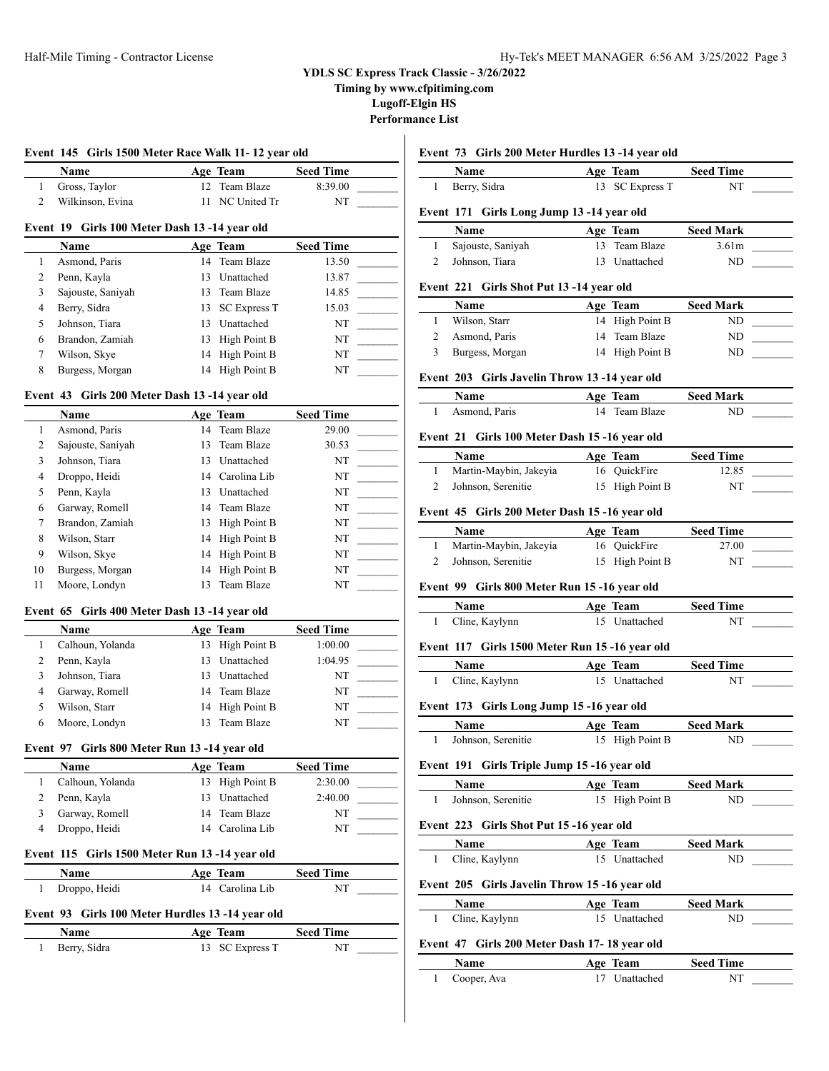YDLS SC Express Track Classic - 3/26/2022
Timing by www.cfpitiming.com
Lugoff-Elgin HS
Performance List

### Event 145 Girls 1500 Meter Race Walk 11- 12 year old

| | Name | Age | Team | Seed Time | |
|---|---|---|---|---|---|
| 1 | Gross, Taylor | 12 | Team Blaze | 8:39.00 | _______ |
| 2 | Wilkinson, Evina | 11 | NC United Tr | NT | _______ |

### Event 19 Girls 100 Meter Dash 13 -14 year old

| | Name | Age | Team | Seed Time | |
|---|---|---|---|---|---|
| 1 | Asmond, Paris | 14 | Team Blaze | 13.50 | _______ |
| 2 | Penn, Kayla | 13 | Unattached | 13.87 | _______ |
| 3 | Sajouste, Saniyah | 13 | Team Blaze | 14.85 | _______ |
| 4 | Berry, Sidra | 13 | SC Express T | 15.03 | _______ |
| 5 | Johnson, Tiara | 13 | Unattached | NT | _______ |
| 6 | Brandon, Zamiah | 13 | High Point B | NT | _______ |
| 7 | Wilson, Skye | 14 | High Point B | NT | _______ |
| 8 | Burgess, Morgan | 14 | High Point B | NT | _______ |

### Event 43 Girls 200 Meter Dash 13 -14 year old

| | Name | Age | Team | Seed Time | |
|---|---|---|---|---|---|
| 1 | Asmond, Paris | 14 | Team Blaze | 29.00 | _______ |
| 2 | Sajouste, Saniyah | 13 | Team Blaze | 30.53 | _______ |
| 3 | Johnson, Tiara | 13 | Unattached | NT | _______ |
| 4 | Droppo, Heidi | 14 | Carolina Lib | NT | _______ |
| 5 | Penn, Kayla | 13 | Unattached | NT | _______ |
| 6 | Garway, Romell | 14 | Team Blaze | NT | _______ |
| 7 | Brandon, Zamiah | 13 | High Point B | NT | _______ |
| 8 | Wilson, Starr | 14 | High Point B | NT | _______ |
| 9 | Wilson, Skye | 14 | High Point B | NT | _______ |
| 10 | Burgess, Morgan | 14 | High Point B | NT | _______ |
| 11 | Moore, Londyn | 13 | Team Blaze | NT | _______ |

### Event 65 Girls 400 Meter Dash 13 -14 year old

| | Name | Age | Team | Seed Time | |
|---|---|---|---|---|---|
| 1 | Calhoun, Yolanda | 13 | High Point B | 1:00.00 | _______ |
| 2 | Penn, Kayla | 13 | Unattached | 1:04.95 | _______ |
| 3 | Johnson, Tiara | 13 | Unattached | NT | _______ |
| 4 | Garway, Romell | 14 | Team Blaze | NT | _______ |
| 5 | Wilson, Starr | 14 | High Point B | NT | _______ |
| 6 | Moore, Londyn | 13 | Team Blaze | NT | _______ |

### Event 97 Girls 800 Meter Run 13 -14 year old

| | Name | Age | Team | Seed Time | |
|---|---|---|---|---|---|
| 1 | Calhoun, Yolanda | 13 | High Point B | 2:30.00 | _______ |
| 2 | Penn, Kayla | 13 | Unattached | 2:40.00 | _______ |
| 3 | Garway, Romell | 14 | Team Blaze | NT | _______ |
| 4 | Droppo, Heidi | 14 | Carolina Lib | NT | _______ |

### Event 115 Girls 1500 Meter Run 13 -14 year old

| | Name | Age | Team | Seed Time | |
|---|---|---|---|---|---|
| 1 | Droppo, Heidi | 14 | Carolina Lib | NT | _______ |

### Event 93 Girls 100 Meter Hurdles 13 -14 year old

| | Name | Age | Team | Seed Time | |
|---|---|---|---|---|---|
| 1 | Berry, Sidra | 13 | SC Express T | NT | _______ |

### Event 73 Girls 200 Meter Hurdles 13 -14 year old

| | Name | Age | Team | Seed Time | |
|---|---|---|---|---|---|
| 1 | Berry, Sidra | 13 | SC Express T | NT | _______ |

### Event 171 Girls Long Jump 13 -14 year old

| | Name | Age | Team | Seed Mark | |
|---|---|---|---|---|---|
| 1 | Sajouste, Saniyah | 13 | Team Blaze | 3.61m | _______ |
| 2 | Johnson, Tiara | 13 | Unattached | ND | _______ |

### Event 221 Girls Shot Put 13 -14 year old

| | Name | Age | Team | Seed Mark | |
|---|---|---|---|---|---|
| 1 | Wilson, Starr | 14 | High Point B | ND | _______ |
| 2 | Asmond, Paris | 14 | Team Blaze | ND | _______ |
| 3 | Burgess, Morgan | 14 | High Point B | ND | _______ |

### Event 203 Girls Javelin Throw 13 -14 year old

| | Name | Age | Team | Seed Mark | |
|---|---|---|---|---|---|
| 1 | Asmond, Paris | 14 | Team Blaze | ND | _______ |

### Event 21 Girls 100 Meter Dash 15 -16 year old

| | Name | Age | Team | Seed Time | |
|---|---|---|---|---|---|
| 1 | Martin-Maybin, Jakeyia | 16 | QuickFire | 12.85 | _______ |
| 2 | Johnson, Serenitie | 15 | High Point B | NT | _______ |

### Event 45 Girls 200 Meter Dash 15 -16 year old

| | Name | Age | Team | Seed Time | |
|---|---|---|---|---|---|
| 1 | Martin-Maybin, Jakeyia | 16 | QuickFire | 27.00 | _______ |
| 2 | Johnson, Serenitie | 15 | High Point B | NT | _______ |

### Event 99 Girls 800 Meter Run 15 -16 year old

| | Name | Age | Team | Seed Time | |
|---|---|---|---|---|---|
| 1 | Cline, Kaylynn | 15 | Unattached | NT | _______ |

### Event 117 Girls 1500 Meter Run 15 -16 year old

| | Name | Age | Team | Seed Time | |
|---|---|---|---|---|---|
| 1 | Cline, Kaylynn | 15 | Unattached | NT | _______ |

### Event 173 Girls Long Jump 15 -16 year old

| | Name | Age | Team | Seed Mark | |
|---|---|---|---|---|---|
| 1 | Johnson, Serenitie | 15 | High Point B | ND | _______ |

### Event 191 Girls Triple Jump 15 -16 year old

| | Name | Age | Team | Seed Mark | |
|---|---|---|---|---|---|
| 1 | Johnson, Serenitie | 15 | High Point B | ND | _______ |

### Event 223 Girls Shot Put 15 -16 year old

| | Name | Age | Team | Seed Mark | |
|---|---|---|---|---|---|
| 1 | Cline, Kaylynn | 15 | Unattached | ND | _______ |

### Event 205 Girls Javelin Throw 15 -16 year old

| | Name | Age | Team | Seed Mark | |
|---|---|---|---|---|---|
| 1 | Cline, Kaylynn | 15 | Unattached | ND | _______ |

### Event 47 Girls 200 Meter Dash 17- 18 year old

| | Name | Age | Team | Seed Time | |
|---|---|---|---|---|---|
| 1 | Cooper, Ava | 17 | Unattached | NT | _______ |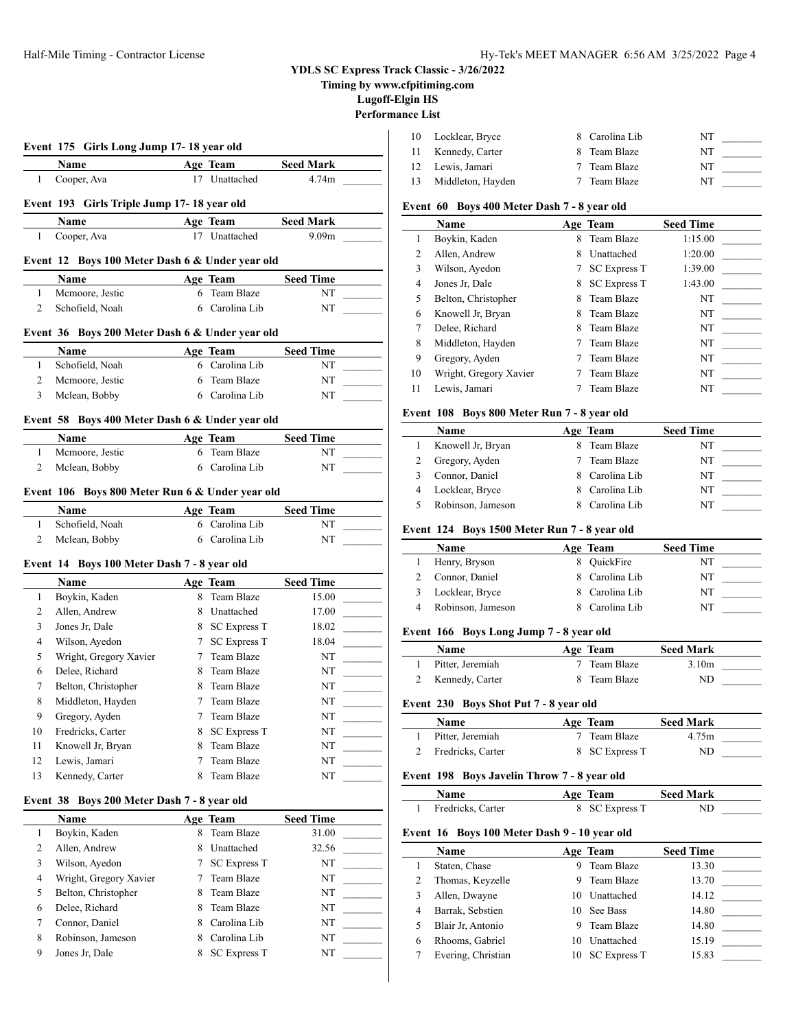## YDLS SC Express Track Classic - 3/26/2022

**Timing by www.cfpitiming.com**

**Lugoff-Elgin HS**

**Performance List**

### Event 175 Girls Long Jump 17- 18 year old

| | Name | Age | Team | Seed Mark | |
|---|---|---|---|---|---|
| 1 | Cooper, Ava | 17 | Unattached | 4.74m | _______ |

### Event 193 Girls Triple Jump 17- 18 year old

| | Name | Age | Team | Seed Mark | |
|---|---|---|---|---|---|
| 1 | Cooper, Ava | 17 | Unattached | 9.09m | _______ |

### Event 12 Boys 100 Meter Dash 6 & Under year old

| | Name | Age | Team | Seed Time | |
|---|---|---|---|---|---|
| 1 | Mcmoore, Jestic | 6 | Team Blaze | NT | _______ |
| 2 | Schofield, Noah | 6 | Carolina Lib | NT | _______ |

### Event 36 Boys 200 Meter Dash 6 & Under year old

| | Name | Age | Team | Seed Time | |
|---|---|---|---|---|---|
| 1 | Schofield, Noah | 6 | Carolina Lib | NT | _______ |
| 2 | Mcmoore, Jestic | 6 | Team Blaze | NT | _______ |
| 3 | Mclean, Bobby | 6 | Carolina Lib | NT | _______ |

### Event 58 Boys 400 Meter Dash 6 & Under year old

| | Name | Age | Team | Seed Time | |
|---|---|---|---|---|---|
| 1 | Mcmoore, Jestic | 6 | Team Blaze | NT | _______ |
| 2 | Mclean, Bobby | 6 | Carolina Lib | NT | _______ |

### Event 106 Boys 800 Meter Run 6 & Under year old

| | Name | Age | Team | Seed Time | |
|---|---|---|---|---|---|
| 1 | Schofield, Noah | 6 | Carolina Lib | NT | _______ |
| 2 | Mclean, Bobby | 6 | Carolina Lib | NT | _______ |

### Event 14 Boys 100 Meter Dash 7 - 8 year old

| | Name | Age | Team | Seed Time | |
|---|---|---|---|---|---|
| 1 | Boykin, Kaden | 8 | Team Blaze | 15.00 | _______ |
| 2 | Allen, Andrew | 8 | Unattached | 17.00 | _______ |
| 3 | Jones Jr, Dale | 8 | SC Express T | 18.02 | _______ |
| 4 | Wilson, Ayedon | 7 | SC Express T | 18.04 | _______ |
| 5 | Wright, Gregory Xavier | 7 | Team Blaze | NT | _______ |
| 6 | Delee, Richard | 8 | Team Blaze | NT | _______ |
| 7 | Belton, Christopher | 8 | Team Blaze | NT | _______ |
| 8 | Middleton, Hayden | 7 | Team Blaze | NT | _______ |
| 9 | Gregory, Ayden | 7 | Team Blaze | NT | _______ |
| 10 | Fredricks, Carter | 8 | SC Express T | NT | _______ |
| 11 | Knowell Jr, Bryan | 8 | Team Blaze | NT | _______ |
| 12 | Lewis, Jamari | 7 | Team Blaze | NT | _______ |
| 13 | Kennedy, Carter | 8 | Team Blaze | NT | _______ |

### Event 38 Boys 200 Meter Dash 7 - 8 year old

| | Name | Age | Team | Seed Time | |
|---|---|---|---|---|---|
| 1 | Boykin, Kaden | 8 | Team Blaze | 31.00 | _______ |
| 2 | Allen, Andrew | 8 | Unattached | 32.56 | _______ |
| 3 | Wilson, Ayedon | 7 | SC Express T | NT | _______ |
| 4 | Wright, Gregory Xavier | 7 | Team Blaze | NT | _______ |
| 5 | Belton, Christopher | 8 | Team Blaze | NT | _______ |
| 6 | Delee, Richard | 8 | Team Blaze | NT | _______ |
| 7 | Connor, Daniel | 8 | Carolina Lib | NT | _______ |
| 8 | Robinson, Jameson | 8 | Carolina Lib | NT | _______ |
| 9 | Jones Jr, Dale | 8 | SC Express T | NT | _______ |
| 10 | Locklear, Bryce | 8 | Carolina Lib | NT | _______ |
| 11 | Kennedy, Carter | 8 | Team Blaze | NT | _______ |
| 12 | Lewis, Jamari | 7 | Team Blaze | NT | _______ |
| 13 | Middleton, Hayden | 7 | Team Blaze | NT | _______ |

### Event 60 Boys 400 Meter Dash 7 - 8 year old

| | Name | Age | Team | Seed Time | |
|---|---|---|---|---|---|
| 1 | Boykin, Kaden | 8 | Team Blaze | 1:15.00 | _______ |
| 2 | Allen, Andrew | 8 | Unattached | 1:20.00 | _______ |
| 3 | Wilson, Ayedon | 7 | SC Express T | 1:39.00 | _______ |
| 4 | Jones Jr, Dale | 8 | SC Express T | 1:43.00 | _______ |
| 5 | Belton, Christopher | 8 | Team Blaze | NT | _______ |
| 6 | Knowell Jr, Bryan | 8 | Team Blaze | NT | _______ |
| 7 | Delee, Richard | 8 | Team Blaze | NT | _______ |
| 8 | Middleton, Hayden | 7 | Team Blaze | NT | _______ |
| 9 | Gregory, Ayden | 7 | Team Blaze | NT | _______ |
| 10 | Wright, Gregory Xavier | 7 | Team Blaze | NT | _______ |
| 11 | Lewis, Jamari | 7 | Team Blaze | NT | _______ |

### Event 108 Boys 800 Meter Run 7 - 8 year old

| | Name | Age | Team | Seed Time | |
|---|---|---|---|---|---|
| 1 | Knowell Jr, Bryan | 8 | Team Blaze | NT | _______ |
| 2 | Gregory, Ayden | 7 | Team Blaze | NT | _______ |
| 3 | Connor, Daniel | 8 | Carolina Lib | NT | _______ |
| 4 | Locklear, Bryce | 8 | Carolina Lib | NT | _______ |
| 5 | Robinson, Jameson | 8 | Carolina Lib | NT | _______ |

### Event 124 Boys 1500 Meter Run 7 - 8 year old

| | Name | Age | Team | Seed Time | |
|---|---|---|---|---|---|
| 1 | Henry, Bryson | 8 | QuickFire | NT | _______ |
| 2 | Connor, Daniel | 8 | Carolina Lib | NT | _______ |
| 3 | Locklear, Bryce | 8 | Carolina Lib | NT | _______ |
| 4 | Robinson, Jameson | 8 | Carolina Lib | NT | _______ |

### Event 166 Boys Long Jump 7 - 8 year old

| | Name | Age | Team | Seed Mark | |
|---|---|---|---|---|---|
| 1 | Pitter, Jeremiah | 7 | Team Blaze | 3.10m | _______ |
| 2 | Kennedy, Carter | 8 | Team Blaze | ND | _______ |

### Event 230 Boys Shot Put 7 - 8 year old

| | Name | Age | Team | Seed Mark | |
|---|---|---|---|---|---|
| 1 | Pitter, Jeremiah | 7 | Team Blaze | 4.75m | _______ |
| 2 | Fredricks, Carter | 8 | SC Express T | ND | _______ |

### Event 198 Boys Javelin Throw 7 - 8 year old

| | Name | Age | Team | Seed Mark | |
|---|---|---|---|---|---|
| 1 | Fredricks, Carter | 8 | SC Express T | ND | _______ |

### Event 16 Boys 100 Meter Dash 9 - 10 year old

| | Name | Age | Team | Seed Time | |
|---|---|---|---|---|---|
| 1 | Staten, Chase | 9 | Team Blaze | 13.30 | _______ |
| 2 | Thomas, Keyzelle | 9 | Team Blaze | 13.70 | _______ |
| 3 | Allen, Dwayne | 10 | Unattached | 14.12 | _______ |
| 4 | Barrak, Sebstien | 10 | See Bass | 14.80 | _______ |
| 5 | Blair Jr, Antonio | 9 | Team Blaze | 14.80 | _______ |
| 6 | Rhooms, Gabriel | 10 | Unattached | 15.19 | _______ |
| 7 | Evering, Christian | 10 | SC Express T | 15.83 | _______ |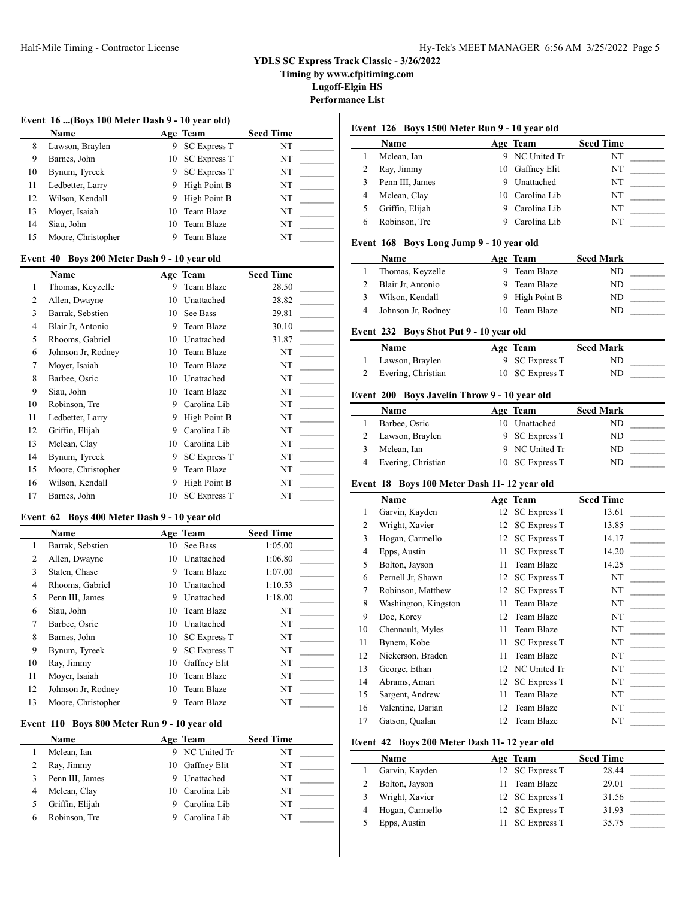**YDLS SC Express Track Classic - 3/26/2022**
**Timing by www.cfpitiming.com**
**Lugoff-Elgin HS**
**Performance List**

### Event 16 ...(Boys 100 Meter Dash 9 - 10 year old)

| | Name | Age | Team | Seed Time | |
|---|---|---|---|---|---|
| 8 | Lawson, Braylen | 9 | SC Express T | NT | _______ |
| 9 | Barnes, John | 10 | SC Express T | NT | _______ |
| 10 | Bynum, Tyreek | 9 | SC Express T | NT | _______ |
| 11 | Ledbetter, Larry | 9 | High Point B | NT | _______ |
| 12 | Wilson, Kendall | 9 | High Point B | NT | _______ |
| 13 | Moyer, Isaiah | 10 | Team Blaze | NT | _______ |
| 14 | Siau, John | 10 | Team Blaze | NT | _______ |
| 15 | Moore, Christopher | 9 | Team Blaze | NT | _______ |

### Event 40 Boys 200 Meter Dash 9 - 10 year old

| | Name | Age | Team | Seed Time | |
|---|---|---|---|---|---|
| 1 | Thomas, Keyzelle | 9 | Team Blaze | 28.50 | _______ |
| 2 | Allen, Dwayne | 10 | Unattached | 28.82 | _______ |
| 3 | Barrak, Sebstien | 10 | See Bass | 29.81 | _______ |
| 4 | Blair Jr, Antonio | 9 | Team Blaze | 30.10 | _______ |
| 5 | Rhooms, Gabriel | 10 | Unattached | 31.87 | _______ |
| 6 | Johnson Jr, Rodney | 10 | Team Blaze | NT | _______ |
| 7 | Moyer, Isaiah | 10 | Team Blaze | NT | _______ |
| 8 | Barbee, Osric | 10 | Unattached | NT | _______ |
| 9 | Siau, John | 10 | Team Blaze | NT | _______ |
| 10 | Robinson, Tre | 9 | Carolina Lib | NT | _______ |
| 11 | Ledbetter, Larry | 9 | High Point B | NT | _______ |
| 12 | Griffin, Elijah | 9 | Carolina Lib | NT | _______ |
| 13 | Mclean, Clay | 10 | Carolina Lib | NT | _______ |
| 14 | Bynum, Tyreek | 9 | SC Express T | NT | _______ |
| 15 | Moore, Christopher | 9 | Team Blaze | NT | _______ |
| 16 | Wilson, Kendall | 9 | High Point B | NT | _______ |
| 17 | Barnes, John | 10 | SC Express T | NT | _______ |

### Event 62 Boys 400 Meter Dash 9 - 10 year old

| | Name | Age | Team | Seed Time | |
|---|---|---|---|---|---|
| 1 | Barrak, Sebstien | 10 | See Bass | 1:05.00 | _______ |
| 2 | Allen, Dwayne | 10 | Unattached | 1:06.80 | _______ |
| 3 | Staten, Chase | 9 | Team Blaze | 1:07.00 | _______ |
| 4 | Rhooms, Gabriel | 10 | Unattached | 1:10.53 | _______ |
| 5 | Penn III, James | 9 | Unattached | 1:18.00 | _______ |
| 6 | Siau, John | 10 | Team Blaze | NT | _______ |
| 7 | Barbee, Osric | 10 | Unattached | NT | _______ |
| 8 | Barnes, John | 10 | SC Express T | NT | _______ |
| 9 | Bynum, Tyreek | 9 | SC Express T | NT | _______ |
| 10 | Ray, Jimmy | 10 | Gaffney Elit | NT | _______ |
| 11 | Moyer, Isaiah | 10 | Team Blaze | NT | _______ |
| 12 | Johnson Jr, Rodney | 10 | Team Blaze | NT | _______ |
| 13 | Moore, Christopher | 9 | Team Blaze | NT | _______ |

### Event 110 Boys 800 Meter Run 9 - 10 year old

| | Name | Age | Team | Seed Time | |
|---|---|---|---|---|---|
| 1 | Mclean, Ian | 9 | NC United Tr | NT | _______ |
| 2 | Ray, Jimmy | 10 | Gaffney Elit | NT | _______ |
| 3 | Penn III, James | 9 | Unattached | NT | _______ |
| 4 | Mclean, Clay | 10 | Carolina Lib | NT | _______ |
| 5 | Griffin, Elijah | 9 | Carolina Lib | NT | _______ |
| 6 | Robinson, Tre | 9 | Carolina Lib | NT | _______ |

### Event 126 Boys 1500 Meter Run 9 - 10 year old

| | Name | Age | Team | Seed Time | |
|---|---|---|---|---|---|
| 1 | Mclean, Ian | 9 | NC United Tr | NT | _______ |
| 2 | Ray, Jimmy | 10 | Gaffney Elit | NT | _______ |
| 3 | Penn III, James | 9 | Unattached | NT | _______ |
| 4 | Mclean, Clay | 10 | Carolina Lib | NT | _______ |
| 5 | Griffin, Elijah | 9 | Carolina Lib | NT | _______ |
| 6 | Robinson, Tre | 9 | Carolina Lib | NT | _______ |

### Event 168 Boys Long Jump 9 - 10 year old

| | Name | Age | Team | Seed Mark | |
|---|---|---|---|---|---|
| 1 | Thomas, Keyzelle | 9 | Team Blaze | ND | _______ |
| 2 | Blair Jr, Antonio | 9 | Team Blaze | ND | _______ |
| 3 | Wilson, Kendall | 9 | High Point B | ND | _______ |
| 4 | Johnson Jr, Rodney | 10 | Team Blaze | ND | _______ |

### Event 232 Boys Shot Put 9 - 10 year old

| | Name | Age | Team | Seed Mark | |
|---|---|---|---|---|---|
| 1 | Lawson, Braylen | 9 | SC Express T | ND | _______ |
| 2 | Evering, Christian | 10 | SC Express T | ND | _______ |

### Event 200 Boys Javelin Throw 9 - 10 year old

| | Name | Age | Team | Seed Mark | |
|---|---|---|---|---|---|
| 1 | Barbee, Osric | 10 | Unattached | ND | _______ |
| 2 | Lawson, Braylen | 9 | SC Express T | ND | _______ |
| 3 | Mclean, Ian | 9 | NC United Tr | ND | _______ |
| 4 | Evering, Christian | 10 | SC Express T | ND | _______ |

### Event 18 Boys 100 Meter Dash 11- 12 year old

| | Name | Age | Team | Seed Time | |
|---|---|---|---|---|---|
| 1 | Garvin, Kayden | 12 | SC Express T | 13.61 | _______ |
| 2 | Wright, Xavier | 12 | SC Express T | 13.85 | _______ |
| 3 | Hogan, Carmello | 12 | SC Express T | 14.17 | _______ |
| 4 | Epps, Austin | 11 | SC Express T | 14.20 | _______ |
| 5 | Bolton, Jayson | 11 | Team Blaze | 14.25 | _______ |
| 6 | Pernell Jr, Shawn | 12 | SC Express T | NT | _______ |
| 7 | Robinson, Matthew | 12 | SC Express T | NT | _______ |
| 8 | Washington, Kingston | 11 | Team Blaze | NT | _______ |
| 9 | Doe, Korey | 12 | Team Blaze | NT | _______ |
| 10 | Chennault, Myles | 11 | Team Blaze | NT | _______ |
| 11 | Bynem, Kobe | 11 | SC Express T | NT | _______ |
| 12 | Nickerson, Braden | 11 | Team Blaze | NT | _______ |
| 13 | George, Ethan | 12 | NC United Tr | NT | _______ |
| 14 | Abrams, Amari | 12 | SC Express T | NT | _______ |
| 15 | Sargent, Andrew | 11 | Team Blaze | NT | _______ |
| 16 | Valentine, Darian | 12 | Team Blaze | NT | _______ |
| 17 | Gatson, Qualan | 12 | Team Blaze | NT | _______ |

### Event 42 Boys 200 Meter Dash 11- 12 year old

| | Name | Age | Team | Seed Time | |
|---|---|---|---|---|---|
| 1 | Garvin, Kayden | 12 | SC Express T | 28.44 | _______ |
| 2 | Bolton, Jayson | 11 | Team Blaze | 29.01 | _______ |
| 3 | Wright, Xavier | 12 | SC Express T | 31.56 | _______ |
| 4 | Hogan, Carmello | 12 | SC Express T | 31.93 | _______ |
| 5 | Epps, Austin | 11 | SC Express T | 35.75 | _______ |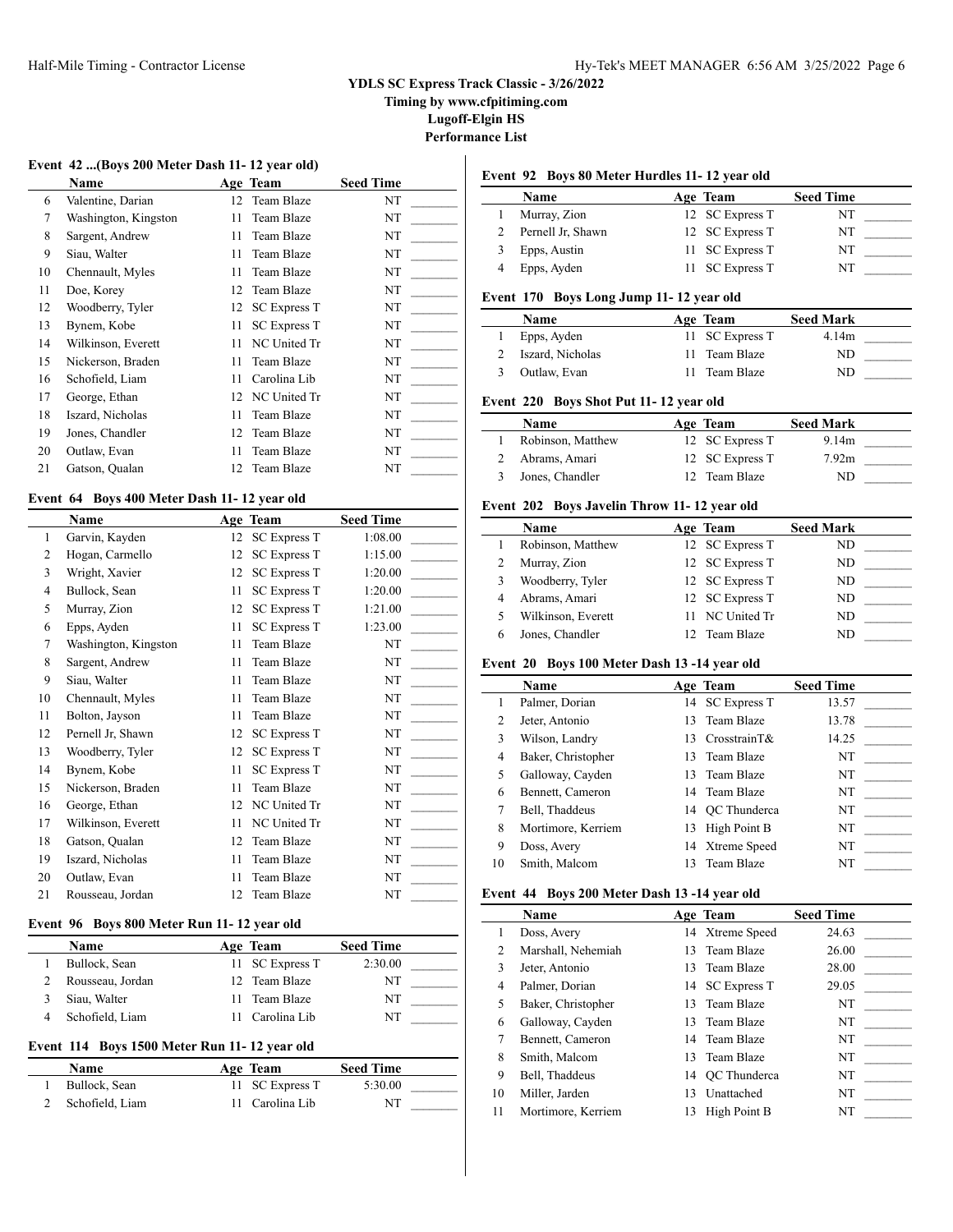**YDLS SC Express Track Classic - 3/26/2022**
**Timing by www.cfpitiming.com**
**Lugoff-Elgin HS**
**Performance List**

### Event 42 ...(Boys 200 Meter Dash 11- 12 year old)

| | Name | Age | Team | Seed Time |
|---|---|---|---|---|
| 6 | Valentine, Darian | 12 | Team Blaze | NT |
| 7 | Washington, Kingston | 11 | Team Blaze | NT |
| 8 | Sargent, Andrew | 11 | Team Blaze | NT |
| 9 | Siau, Walter | 11 | Team Blaze | NT |
| 10 | Chennault, Myles | 11 | Team Blaze | NT |
| 11 | Doe, Korey | 12 | Team Blaze | NT |
| 12 | Woodberry, Tyler | 12 | SC Express T | NT |
| 13 | Bynem, Kobe | 11 | SC Express T | NT |
| 14 | Wilkinson, Everett | 11 | NC United Tr | NT |
| 15 | Nickerson, Braden | 11 | Team Blaze | NT |
| 16 | Schofield, Liam | 11 | Carolina Lib | NT |
| 17 | George, Ethan | 12 | NC United Tr | NT |
| 18 | Iszard, Nicholas | 11 | Team Blaze | NT |
| 19 | Jones, Chandler | 12 | Team Blaze | NT |
| 20 | Outlaw, Evan | 11 | Team Blaze | NT |
| 21 | Gatson, Qualan | 12 | Team Blaze | NT |

### Event 64 Boys 400 Meter Dash 11- 12 year old

| | Name | Age | Team | Seed Time |
|---|---|---|---|---|
| 1 | Garvin, Kayden | 12 | SC Express T | 1:08.00 |
| 2 | Hogan, Carmello | 12 | SC Express T | 1:15.00 |
| 3 | Wright, Xavier | 12 | SC Express T | 1:20.00 |
| 4 | Bullock, Sean | 11 | SC Express T | 1:20.00 |
| 5 | Murray, Zion | 12 | SC Express T | 1:21.00 |
| 6 | Epps, Ayden | 11 | SC Express T | 1:23.00 |
| 7 | Washington, Kingston | 11 | Team Blaze | NT |
| 8 | Sargent, Andrew | 11 | Team Blaze | NT |
| 9 | Siau, Walter | 11 | Team Blaze | NT |
| 10 | Chennault, Myles | 11 | Team Blaze | NT |
| 11 | Bolton, Jayson | 11 | Team Blaze | NT |
| 12 | Pernell Jr, Shawn | 12 | SC Express T | NT |
| 13 | Woodberry, Tyler | 12 | SC Express T | NT |
| 14 | Bynem, Kobe | 11 | SC Express T | NT |
| 15 | Nickerson, Braden | 11 | Team Blaze | NT |
| 16 | George, Ethan | 12 | NC United Tr | NT |
| 17 | Wilkinson, Everett | 11 | NC United Tr | NT |
| 18 | Gatson, Qualan | 12 | Team Blaze | NT |
| 19 | Iszard, Nicholas | 11 | Team Blaze | NT |
| 20 | Outlaw, Evan | 11 | Team Blaze | NT |
| 21 | Rousseau, Jordan | 12 | Team Blaze | NT |

### Event 96 Boys 800 Meter Run 11- 12 year old

| | Name | Age | Team | Seed Time |
|---|---|---|---|---|
| 1 | Bullock, Sean | 11 | SC Express T | 2:30.00 |
| 2 | Rousseau, Jordan | 12 | Team Blaze | NT |
| 3 | Siau, Walter | 11 | Team Blaze | NT |
| 4 | Schofield, Liam | 11 | Carolina Lib | NT |

### Event 114 Boys 1500 Meter Run 11- 12 year old

| | Name | Age | Team | Seed Time |
|---|---|---|---|---|
| 1 | Bullock, Sean | 11 | SC Express T | 5:30.00 |
| 2 | Schofield, Liam | 11 | Carolina Lib | NT |

### Event 92 Boys 80 Meter Hurdles 11- 12 year old

| | Name | Age | Team | Seed Time |
|---|---|---|---|---|
| 1 | Murray, Zion | 12 | SC Express T | NT |
| 2 | Pernell Jr, Shawn | 12 | SC Express T | NT |
| 3 | Epps, Austin | 11 | SC Express T | NT |
| 4 | Epps, Ayden | 11 | SC Express T | NT |

### Event 170 Boys Long Jump 11- 12 year old

| | Name | Age | Team | Seed Mark |
|---|---|---|---|---|
| 1 | Epps, Ayden | 11 | SC Express T | 4.14m |
| 2 | Iszard, Nicholas | 11 | Team Blaze | ND |
| 3 | Outlaw, Evan | 11 | Team Blaze | ND |

### Event 220 Boys Shot Put 11- 12 year old

| | Name | Age | Team | Seed Mark |
|---|---|---|---|---|
| 1 | Robinson, Matthew | 12 | SC Express T | 9.14m |
| 2 | Abrams, Amari | 12 | SC Express T | 7.92m |
| 3 | Jones, Chandler | 12 | Team Blaze | ND |

### Event 202 Boys Javelin Throw 11- 12 year old

| | Name | Age | Team | Seed Mark |
|---|---|---|---|---|
| 1 | Robinson, Matthew | 12 | SC Express T | ND |
| 2 | Murray, Zion | 12 | SC Express T | ND |
| 3 | Woodberry, Tyler | 12 | SC Express T | ND |
| 4 | Abrams, Amari | 12 | SC Express T | ND |
| 5 | Wilkinson, Everett | 11 | NC United Tr | ND |
| 6 | Jones, Chandler | 12 | Team Blaze | ND |

### Event 20 Boys 100 Meter Dash 13 -14 year old

| | Name | Age | Team | Seed Time |
|---|---|---|---|---|
| 1 | Palmer, Dorian | 14 | SC Express T | 13.57 |
| 2 | Jeter, Antonio | 13 | Team Blaze | 13.78 |
| 3 | Wilson, Landry | 13 | CrosstrainT& | 14.25 |
| 4 | Baker, Christopher | 13 | Team Blaze | NT |
| 5 | Galloway, Cayden | 13 | Team Blaze | NT |
| 6 | Bennett, Cameron | 14 | Team Blaze | NT |
| 7 | Bell, Thaddeus | 14 | QC Thunderca | NT |
| 8 | Mortimore, Kerriem | 13 | High Point B | NT |
| 9 | Doss, Avery | 14 | Xtreme Speed | NT |
| 10 | Smith, Malcom | 13 | Team Blaze | NT |

### Event 44 Boys 200 Meter Dash 13 -14 year old

| | Name | Age | Team | Seed Time |
|---|---|---|---|---|
| 1 | Doss, Avery | 14 | Xtreme Speed | 24.63 |
| 2 | Marshall, Nehemiah | 13 | Team Blaze | 26.00 |
| 3 | Jeter, Antonio | 13 | Team Blaze | 28.00 |
| 4 | Palmer, Dorian | 14 | SC Express T | 29.05 |
| 5 | Baker, Christopher | 13 | Team Blaze | NT |
| 6 | Galloway, Cayden | 13 | Team Blaze | NT |
| 7 | Bennett, Cameron | 14 | Team Blaze | NT |
| 8 | Smith, Malcom | 13 | Team Blaze | NT |
| 9 | Bell, Thaddeus | 14 | QC Thunderca | NT |
| 10 | Miller, Jarden | 13 | Unattached | NT |
| 11 | Mortimore, Kerriem | 13 | High Point B | NT |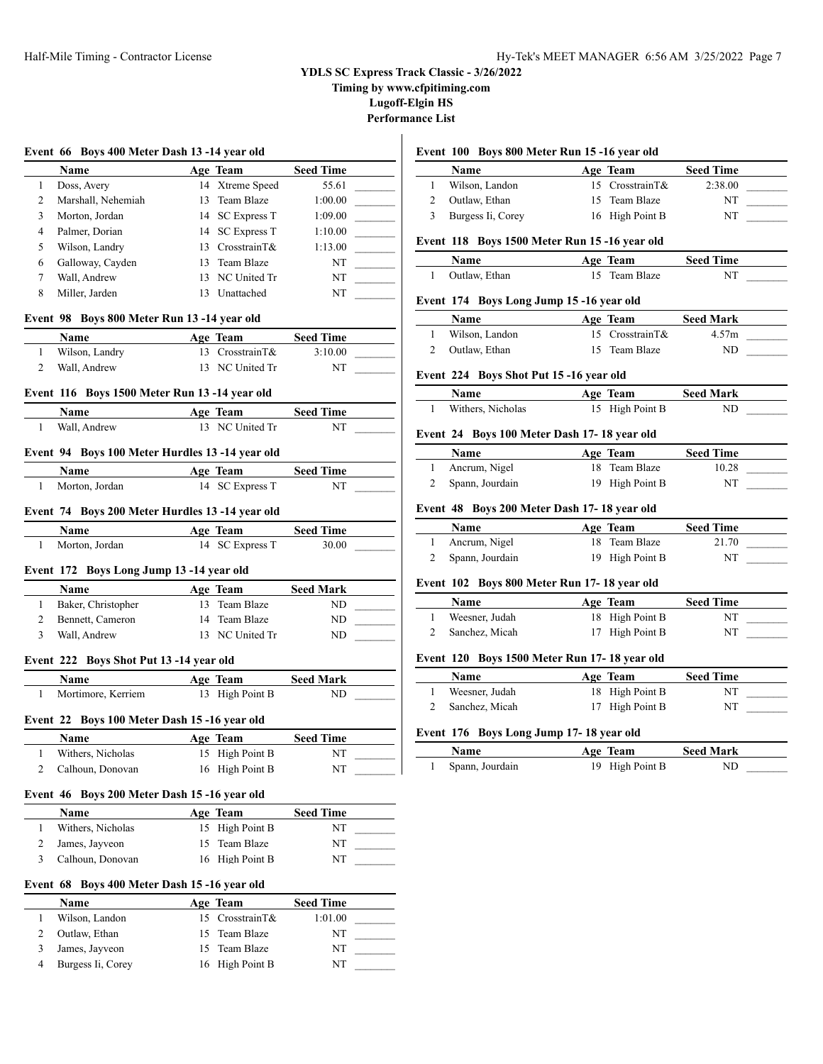**YDLS SC Express Track Classic - 3/26/2022**
**Timing by www.cfpitiming.com**
**Lugoff-Elgin HS**
**Performance List**

### Event 66 Boys 400 Meter Dash 13 -14 year old

| | Name | Age | Team | Seed Time | |
|---|---|---|---|---|---|
| 1 | Doss, Avery | 14 | Xtreme Speed | 55.61 | _______ |
| 2 | Marshall, Nehemiah | 13 | Team Blaze | 1:00.00 | _______ |
| 3 | Morton, Jordan | 14 | SC Express T | 1:09.00 | _______ |
| 4 | Palmer, Dorian | 14 | SC Express T | 1:10.00 | _______ |
| 5 | Wilson, Landry | 13 | CrosstrainT& | 1:13.00 | _______ |
| 6 | Galloway, Cayden | 13 | Team Blaze | NT | _______ |
| 7 | Wall, Andrew | 13 | NC United Tr | NT | _______ |
| 8 | Miller, Jarden | 13 | Unattached | NT | _______ |

### Event 98 Boys 800 Meter Run 13 -14 year old

| | Name | Age | Team | Seed Time | |
|---|---|---|---|---|---|
| 1 | Wilson, Landry | 13 | CrosstrainT& | 3:10.00 | _______ |
| 2 | Wall, Andrew | 13 | NC United Tr | NT | _______ |

### Event 116 Boys 1500 Meter Run 13 -14 year old

| | Name | Age | Team | Seed Time | |
|---|---|---|---|---|---|
| 1 | Wall, Andrew | 13 | NC United Tr | NT | _______ |

### Event 94 Boys 100 Meter Hurdles 13 -14 year old

| | Name | Age | Team | Seed Time | |
|---|---|---|---|---|---|
| 1 | Morton, Jordan | 14 | SC Express T | NT | _______ |

### Event 74 Boys 200 Meter Hurdles 13 -14 year old

| | Name | Age | Team | Seed Time | |
|---|---|---|---|---|---|
| 1 | Morton, Jordan | 14 | SC Express T | 30.00 | _______ |

### Event 172 Boys Long Jump 13 -14 year old

| | Name | Age | Team | Seed Mark | |
|---|---|---|---|---|---|
| 1 | Baker, Christopher | 13 | Team Blaze | ND | _______ |
| 2 | Bennett, Cameron | 14 | Team Blaze | ND | _______ |
| 3 | Wall, Andrew | 13 | NC United Tr | ND | _______ |

### Event 222 Boys Shot Put 13 -14 year old

| | Name | Age | Team | Seed Mark | |
|---|---|---|---|---|---|
| 1 | Mortimore, Kerriem | 13 | High Point B | ND | _______ |

### Event 22 Boys 100 Meter Dash 15 -16 year old

| | Name | Age | Team | Seed Time | |
|---|---|---|---|---|---|
| 1 | Withers, Nicholas | 15 | High Point B | NT | _______ |
| 2 | Calhoun, Donovan | 16 | High Point B | NT | _______ |

### Event 46 Boys 200 Meter Dash 15 -16 year old

| | Name | Age | Team | Seed Time | |
|---|---|---|---|---|---|
| 1 | Withers, Nicholas | 15 | High Point B | NT | _______ |
| 2 | James, Jayveon | 15 | Team Blaze | NT | _______ |
| 3 | Calhoun, Donovan | 16 | High Point B | NT | _______ |

### Event 68 Boys 400 Meter Dash 15 -16 year old

| | Name | Age | Team | Seed Time | |
|---|---|---|---|---|---|
| 1 | Wilson, Landon | 15 | CrosstrainT& | 1:01.00 | _______ |
| 2 | Outlaw, Ethan | 15 | Team Blaze | NT | _______ |
| 3 | James, Jayveon | 15 | Team Blaze | NT | _______ |
| 4 | Burgess Ii, Corey | 16 | High Point B | NT | _______ |

### Event 100 Boys 800 Meter Run 15 -16 year old

| | Name | Age | Team | Seed Time | |
|---|---|---|---|---|---|
| 1 | Wilson, Landon | 15 | CrosstrainT& | 2:38.00 | _______ |
| 2 | Outlaw, Ethan | 15 | Team Blaze | NT | _______ |
| 3 | Burgess Ii, Corey | 16 | High Point B | NT | _______ |

### Event 118 Boys 1500 Meter Run 15 -16 year old

| | Name | Age | Team | Seed Time | |
|---|---|---|---|---|---|
| 1 | Outlaw, Ethan | 15 | Team Blaze | NT | _______ |

### Event 174 Boys Long Jump 15 -16 year old

| | Name | Age | Team | Seed Mark | |
|---|---|---|---|---|---|
| 1 | Wilson, Landon | 15 | CrosstrainT& | 4.57m | _______ |
| 2 | Outlaw, Ethan | 15 | Team Blaze | ND | _______ |

### Event 224 Boys Shot Put 15 -16 year old

| | Name | Age | Team | Seed Mark | |
|---|---|---|---|---|---|
| 1 | Withers, Nicholas | 15 | High Point B | ND | _______ |

### Event 24 Boys 100 Meter Dash 17- 18 year old

| | Name | Age | Team | Seed Time | |
|---|---|---|---|---|---|
| 1 | Ancrum, Nigel | 18 | Team Blaze | 10.28 | _______ |
| 2 | Spann, Jourdain | 19 | High Point B | NT | _______ |

### Event 48 Boys 200 Meter Dash 17- 18 year old

| | Name | Age | Team | Seed Time | |
|---|---|---|---|---|---|
| 1 | Ancrum, Nigel | 18 | Team Blaze | 21.70 | _______ |
| 2 | Spann, Jourdain | 19 | High Point B | NT | _______ |

### Event 102 Boys 800 Meter Run 17- 18 year old

| | Name | Age | Team | Seed Time | |
|---|---|---|---|---|---|
| 1 | Weesner, Judah | 18 | High Point B | NT | _______ |
| 2 | Sanchez, Micah | 17 | High Point B | NT | _______ |

### Event 120 Boys 1500 Meter Run 17- 18 year old

| | Name | Age | Team | Seed Time | |
|---|---|---|---|---|---|
| 1 | Weesner, Judah | 18 | High Point B | NT | _______ |
| 2 | Sanchez, Micah | 17 | High Point B | NT | _______ |

### Event 176 Boys Long Jump 17- 18 year old

| | Name | Age | Team | Seed Mark | |
|---|---|---|---|---|---|
| 1 | Spann, Jourdain | 19 | High Point B | ND | _______ |